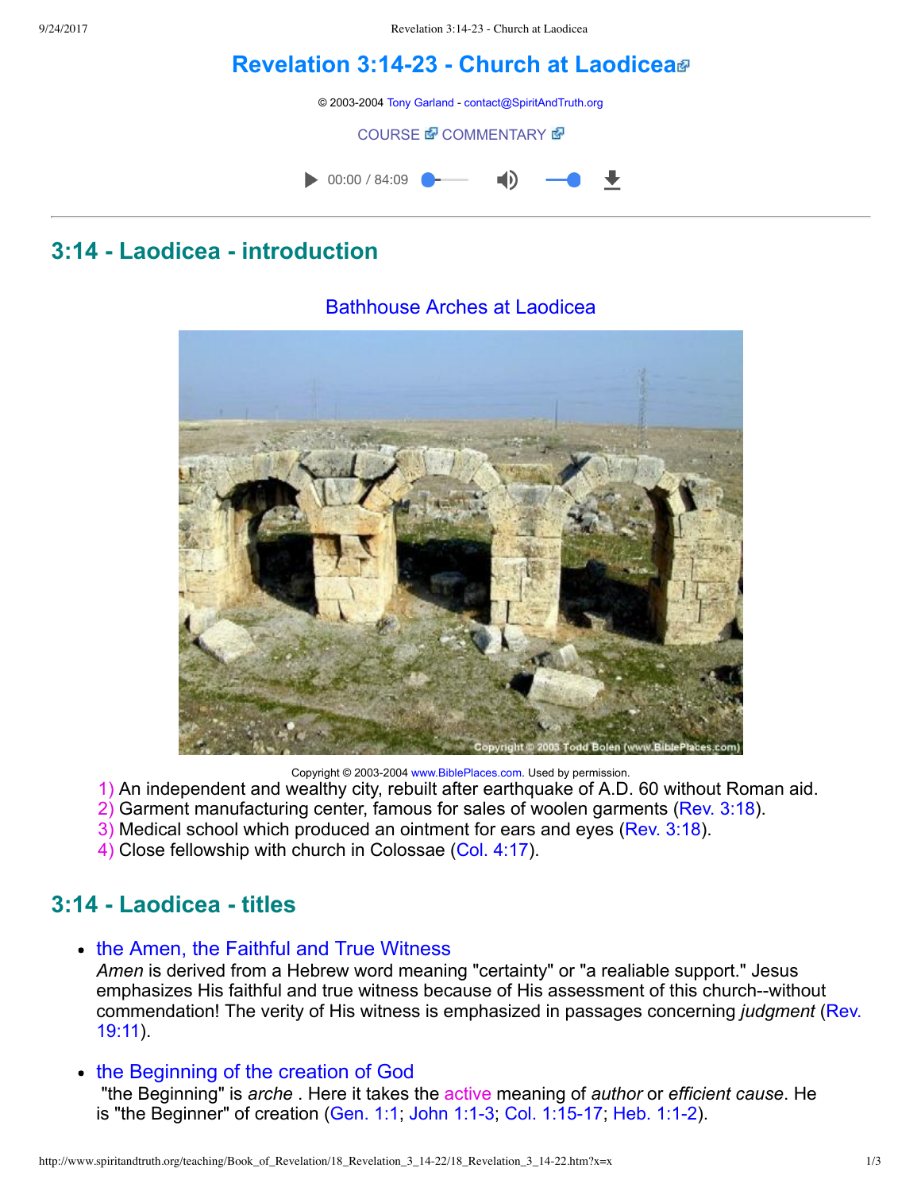# Revelation 3:14-23 - Church at Laodicea

© 2003-2004 Tony Garland - contact@SpiritAndTruth.org

COURSE COMMENTARY

00:00 / 84:09

## 3:14 - Laodicea - introduction

Bathhouse Arches at Laodicea

Copyright © 2003-2004 www.BiblePlaces.com. Used by permission.

1) An independent and wealthy city, rebuilt after earthquake of A.D. 60 without Roman aid.
2) Garment manufacturing center, famous for sales of woolen garments (Rev. 3:18).
3) Medical school which produced an ointment for ears and eyes (Rev. 3:18).
4) Close fellowship with church in Colossae (Col. 4:17).

## 3:14 - Laodicea - titles

- the Amen, the Faithful and True Witness
  *Amen* is derived from a Hebrew word meaning "certainty" or "a realiable support." Jesus emphasizes His faithful and true witness because of His assessment of this church--without commendation! The verity of His witness is emphasized in passages concerning *judgment* (Rev. 19:11).

- the Beginning of the creation of God
  "the Beginning" is *arche* . Here it takes the active meaning of *author* or *efficient cause*. He is "the Beginner" of creation (Gen. 1:1; John 1:1-3; Col. 1:15-17; Heb. 1:1-2).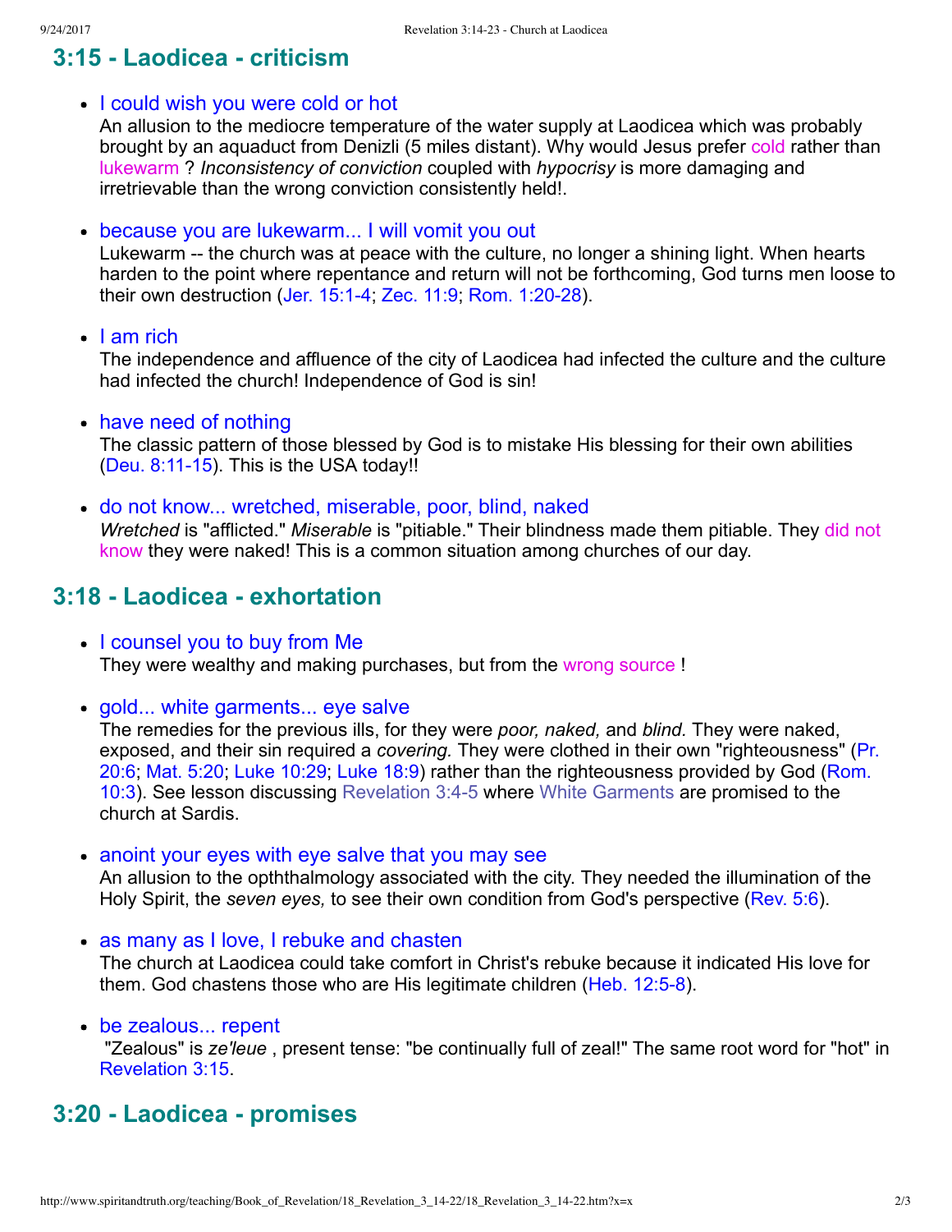## 3:15 - Laodicea - criticism

- I could wish you were cold or hot
  An allusion to the mediocre temperature of the water supply at Laodicea which was probably brought by an aquaduct from Denizli (5 miles distant). Why would Jesus prefer cold rather than lukewarm ? *Inconsistency of conviction* coupled with *hypocrisy* is more damaging and irretrievable than the wrong conviction consistently held!.

- because you are lukewarm... I will vomit you out
  Lukewarm -- the church was at peace with the culture, no longer a shining light. When hearts harden to the point where repentance and return will not be forthcoming, God turns men loose to their own destruction (Jer. 15:1-4; Zec. 11:9; Rom. 1:20-28).

- I am rich
  The independence and affluence of the city of Laodicea had infected the culture and the culture had infected the church! Independence of God is sin!

- have need of nothing
  The classic pattern of those blessed by God is to mistake His blessing for their own abilities (Deu. 8:11-15). This is the USA today!!

- do not know... wretched, miserable, poor, blind, naked
  *Wretched* is "afflicted." *Miserable* is "pitiable." Their blindness made them pitiable. They did not know they were naked! This is a common situation among churches of our day.

## 3:18 - Laodicea - exhortation

- I counsel you to buy from Me
  They were wealthy and making purchases, but from the wrong source !

- gold... white garments... eye salve
  The remedies for the previous ills, for they were *poor, naked,* and *blind.* They were naked, exposed, and their sin required a *covering.* They were clothed in their own "righteousness" (Pr. 20:6; Mat. 5:20; Luke 10:29; Luke 18:9) rather than the righteousness provided by God (Rom. 10:3). See lesson discussing Revelation 3:4-5 where White Garments are promised to the church at Sardis.

- anoint your eyes with eye salve that you may see
  An allusion to the opththalmology associated with the city. They needed the illumination of the Holy Spirit, the *seven eyes,* to see their own condition from God's perspective (Rev. 5:6).

- as many as I love, I rebuke and chasten
  The church at Laodicea could take comfort in Christ's rebuke because it indicated His love for them. God chastens those who are His legitimate children (Heb. 12:5-8).

- be zealous... repent
  "Zealous" is *ze'leue* , present tense: "be continually full of zeal!" The same root word for "hot" in Revelation 3:15.

## 3:20 - Laodicea - promises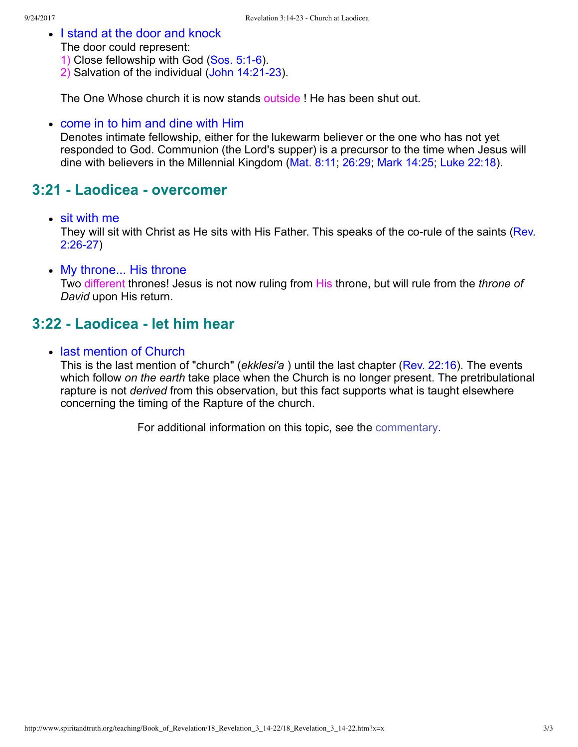- I stand at the door and knock
  The door could represent:
  1) Close fellowship with God (Sos. 5:1-6).
  2) Salvation of the individual (John 14:21-23).

  The One Whose church it is now stands outside ! He has been shut out.

- come in to him and dine with Him
  Denotes intimate fellowship, either for the lukewarm believer or the one who has not yet responded to God. Communion (the Lord's supper) is a precursor to the time when Jesus will dine with believers in the Millennial Kingdom (Mat. 8:11; 26:29; Mark 14:25; Luke 22:18).

## 3:21 - Laodicea - overcomer

- sit with me
  They will sit with Christ as He sits with His Father. This speaks of the co-rule of the saints (Rev. 2:26-27)

- My throne... His throne
  Two different thrones! Jesus is not now ruling from His throne, but will rule from the *throne of David* upon His return.

## 3:22 - Laodicea - let him hear

- last mention of Church
  This is the last mention of "church" (*ekklesi'a* ) until the last chapter (Rev. 22:16). The events which follow *on the earth* take place when the Church is no longer present. The pretribulational rapture is not *derived* from this observation, but this fact supports what is taught elsewhere concerning the timing of the Rapture of the church.

For additional information on this topic, see the commentary.